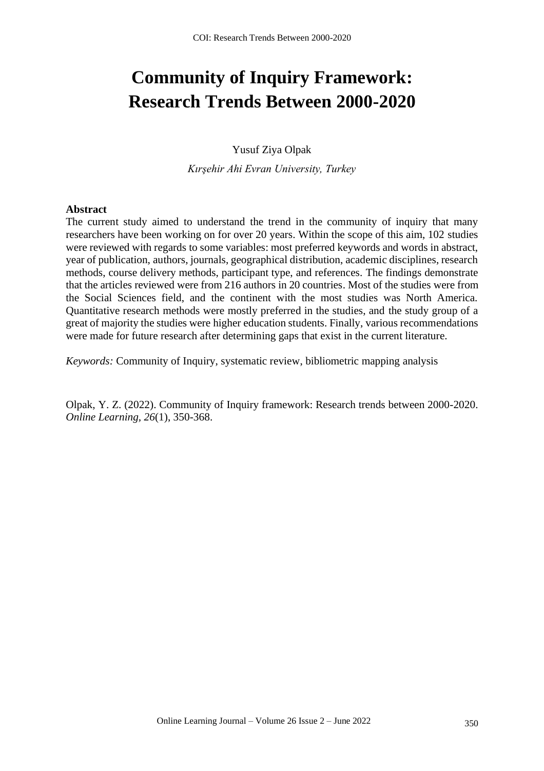# Community of Inquiry Framework: Research Trends Between 2000-2020

Yusuf Ziya Olpak

*Kırşehir Ahi Evran University, Turkey*

**Abstract**

The current study aimed to understand the trend in the community of inquiry that many researchers have been working on for over 20 years. Within the scope of this aim, 102 studies were reviewed with regards to some variables: most preferred keywords and words in abstract, year of publication, authors, journals, geographical distribution, academic disciplines, research methods, course delivery methods, participant type, and references. The findings demonstrate that the articles reviewed were from 216 authors in 20 countries. Most of the studies were from the Social Sciences field, and the continent with the most studies was North America. Quantitative research methods were mostly preferred in the studies, and the study group of a great of majority the studies were higher education students. Finally, various recommendations were made for future research after determining gaps that exist in the current literature.

*Keywords:* Community of Inquiry, systematic review, bibliometric mapping analysis

Olpak, Y. Z. (2022). Community of Inquiry framework: Research trends between 2000-2020. *Online Learning, 26*(1), 350-368.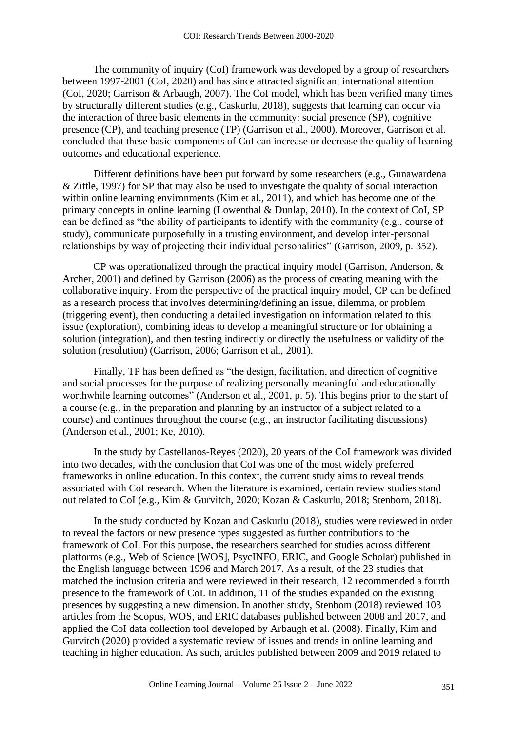The community of inquiry (CoI) framework was developed by a group of researchers between 1997-2001 (CoI, 2020) and has since attracted significant international attention (CoI, 2020; Garrison & Arbaugh, 2007). The CoI model, which has been verified many times by structurally different studies (e.g., Caskurlu, 2018), suggests that learning can occur via the interaction of three basic elements in the community: social presence (SP), cognitive presence (CP), and teaching presence (TP) (Garrison et al., 2000). Moreover, Garrison et al. concluded that these basic components of CoI can increase or decrease the quality of learning outcomes and educational experience.

Different definitions have been put forward by some researchers (e.g., Gunawardena & Zittle, 1997) for SP that may also be used to investigate the quality of social interaction within online learning environments (Kim et al., 2011), and which has become one of the primary concepts in online learning (Lowenthal & Dunlap, 2010). In the context of CoI, SP can be defined as "the ability of participants to identify with the community (e.g., course of study), communicate purposefully in a trusting environment, and develop inter-personal relationships by way of projecting their individual personalities" (Garrison, 2009, p. 352).

CP was operationalized through the practical inquiry model (Garrison, Anderson, & Archer, 2001) and defined by Garrison (2006) as the process of creating meaning with the collaborative inquiry. From the perspective of the practical inquiry model, CP can be defined as a research process that involves determining/defining an issue, dilemma, or problem (triggering event), then conducting a detailed investigation on information related to this issue (exploration), combining ideas to develop a meaningful structure or for obtaining a solution (integration), and then testing indirectly or directly the usefulness or validity of the solution (resolution) (Garrison, 2006; Garrison et al., 2001).

Finally, TP has been defined as "the design, facilitation, and direction of cognitive and social processes for the purpose of realizing personally meaningful and educationally worthwhile learning outcomes" (Anderson et al., 2001, p. 5). This begins prior to the start of a course (e.g., in the preparation and planning by an instructor of a subject related to a course) and continues throughout the course (e.g., an instructor facilitating discussions) (Anderson et al., 2001; Ke, 2010).

In the study by Castellanos-Reyes (2020), 20 years of the CoI framework was divided into two decades, with the conclusion that CoI was one of the most widely preferred frameworks in online education. In this context, the current study aims to reveal trends associated with CoI research. When the literature is examined, certain review studies stand out related to CoI (e.g., Kim & Gurvitch, 2020; Kozan & Caskurlu, 2018; Stenbom, 2018).

In the study conducted by Kozan and Caskurlu (2018), studies were reviewed in order to reveal the factors or new presence types suggested as further contributions to the framework of CoI. For this purpose, the researchers searched for studies across different platforms (e.g., Web of Science [WOS], PsycINFO, ERIC, and Google Scholar) published in the English language between 1996 and March 2017. As a result, of the 23 studies that matched the inclusion criteria and were reviewed in their research, 12 recommended a fourth presence to the framework of CoI. In addition, 11 of the studies expanded on the existing presences by suggesting a new dimension. In another study, Stenbom (2018) reviewed 103 articles from the Scopus, WOS, and ERIC databases published between 2008 and 2017, and applied the CoI data collection tool developed by Arbaugh et al. (2008). Finally, Kim and Gurvitch (2020) provided a systematic review of issues and trends in online learning and teaching in higher education. As such, articles published between 2009 and 2019 related to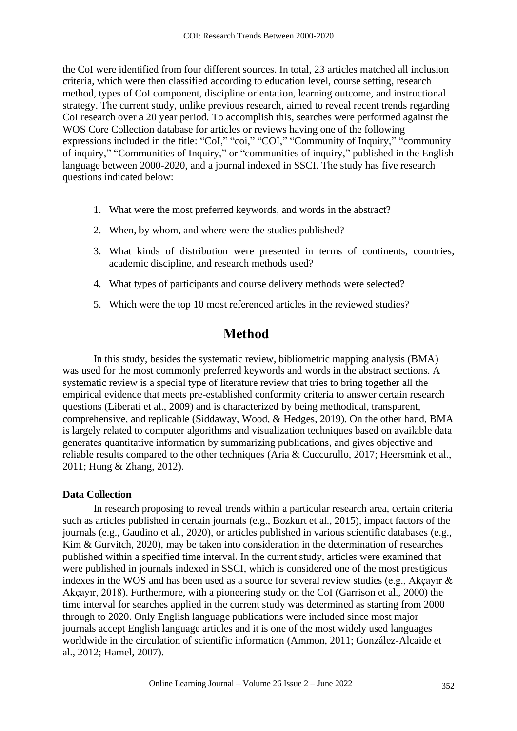the CoI were identified from four different sources. In total, 23 articles matched all inclusion criteria, which were then classified according to education level, course setting, research method, types of CoI component, discipline orientation, learning outcome, and instructional strategy. The current study, unlike previous research, aimed to reveal recent trends regarding CoI research over a 20 year period. To accomplish this, searches were performed against the WOS Core Collection database for articles or reviews having one of the following expressions included in the title: "CoI," "coi," "COI," "Community of Inquiry," "community of inquiry," "Communities of Inquiry," or "communities of inquiry," published in the English language between 2000-2020, and a journal indexed in SSCI. The study has five research questions indicated below:

1. What were the most preferred keywords, and words in the abstract?
2. When, by whom, and where were the studies published?
3. What kinds of distribution were presented in terms of continents, countries, academic discipline, and research methods used?
4. What types of participants and course delivery methods were selected?
5. Which were the top 10 most referenced articles in the reviewed studies?

# Method

In this study, besides the systematic review, bibliometric mapping analysis (BMA) was used for the most commonly preferred keywords and words in the abstract sections. A systematic review is a special type of literature review that tries to bring together all the empirical evidence that meets pre-established conformity criteria to answer certain research questions (Liberati et al., 2009) and is characterized by being methodical, transparent, comprehensive, and replicable (Siddaway, Wood, & Hedges, 2019). On the other hand, BMA is largely related to computer algorithms and visualization techniques based on available data generates quantitative information by summarizing publications, and gives objective and reliable results compared to the other techniques (Aria & Cuccurullo, 2017; Heersmink et al., 2011; Hung & Zhang, 2012).

### Data Collection

In research proposing to reveal trends within a particular research area, certain criteria such as articles published in certain journals (e.g., Bozkurt et al., 2015), impact factors of the journals (e.g., Gaudino et al., 2020), or articles published in various scientific databases (e.g., Kim & Gurvitch, 2020), may be taken into consideration in the determination of researches published within a specified time interval. In the current study, articles were examined that were published in journals indexed in SSCI, which is considered one of the most prestigious indexes in the WOS and has been used as a source for several review studies (e.g., Akçayır & Akçayır, 2018). Furthermore, with a pioneering study on the CoI (Garrison et al., 2000) the time interval for searches applied in the current study was determined as starting from 2000 through to 2020. Only English language publications were included since most major journals accept English language articles and it is one of the most widely used languages worldwide in the circulation of scientific information (Ammon, 2011; González-Alcaide et al., 2012; Hamel, 2007).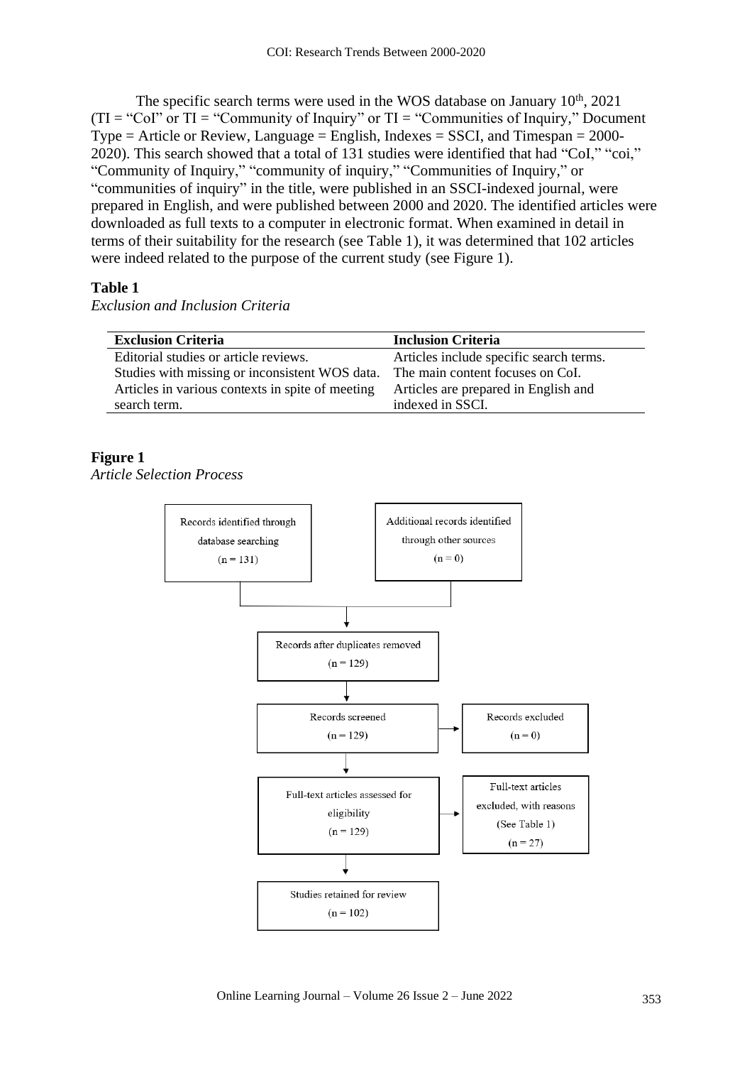The specific search terms were used in the WOS database on January 10th, 2021 (TI = "CoI" or TI = "Community of Inquiry" or TI = "Communities of Inquiry," Document Type = Article or Review, Language = English, Indexes = SSCI, and Timespan = 2000-2020). This search showed that a total of 131 studies were identified that had "CoI," "coi," "Community of Inquiry," "community of inquiry," "Communities of Inquiry," or "communities of inquiry" in the title, were published in an SSCI-indexed journal, were prepared in English, and were published between 2000 and 2020. The identified articles were downloaded as full texts to a computer in electronic format. When examined in detail in terms of their suitability for the research (see Table 1), it was determined that 102 articles were indeed related to the purpose of the current study (see Figure 1).

**Table 1**

*Exclusion and Inclusion Criteria*

| Exclusion Criteria | Inclusion Criteria |
| --- | --- |
| Editorial studies or article reviews. | Articles include specific search terms. |
| Studies with missing or inconsistent WOS data. | The main content focuses on CoI. |
| Articles in various contexts in spite of meeting search term. | Articles are prepared in English and indexed in SSCI. |

**Figure 1**

*Article Selection Process*

Records identified through database searching (n = 131)

Additional records identified through other sources (n = 0)

Records after duplicates removed (n = 129)

Records screened (n = 129)

Records excluded (n = 0)

Full-text articles assessed for eligibility (n = 129)

Full-text articles excluded, with reasons (See Table 1) (n = 27)

Studies retained for review (n = 102)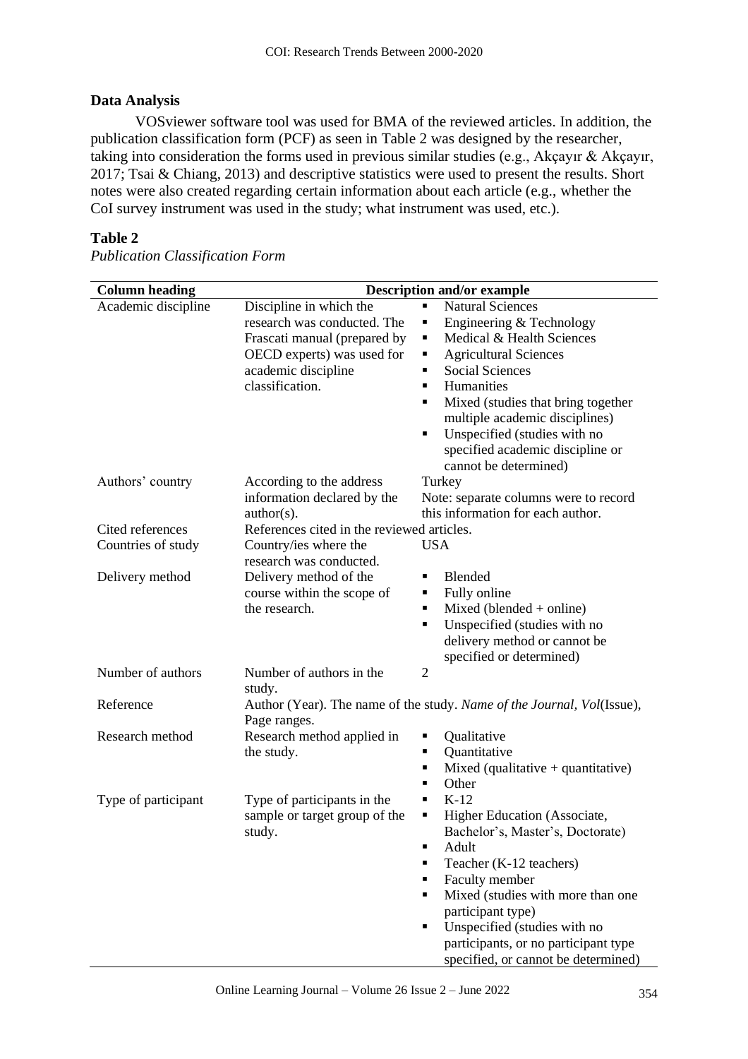## Data Analysis

VOSviewer software tool was used for BMA of the reviewed articles. In addition, the publication classification form (PCF) as seen in Table 2 was designed by the researcher, taking into consideration the forms used in previous similar studies (e.g., Akçayır & Akçayır, 2017; Tsai & Chiang, 2013) and descriptive statistics were used to present the results. Short notes were also created regarding certain information about each article (e.g., whether the CoI survey instrument was used in the study; what instrument was used, etc.).

**Table 2**

*Publication Classification Form*

| Column heading | Description and/or example | |
|---|---|---|
| Academic discipline | Discipline in which the research was conducted. The Frascati manual (prepared by OECD experts) was used for academic discipline classification. | ▪ Natural Sciences<br>▪ Engineering & Technology<br>▪ Medical & Health Sciences<br>▪ Agricultural Sciences<br>▪ Social Sciences<br>▪ Humanities<br>▪ Mixed (studies that bring together multiple academic disciplines)<br>▪ Unspecified (studies with no specified academic discipline or cannot be determined) |
| Authors' country | According to the address information declared by the author(s). | Turkey<br>Note: separate columns were to record this information for each author. |
| Cited references | References cited in the reviewed articles. | |
| Countries of study | Country/ies where the research was conducted. | USA |
| Delivery method | Delivery method of the course within the scope of the research. | ▪ Blended<br>▪ Fully online<br>▪ Mixed (blended + online)<br>▪ Unspecified (studies with no delivery method or cannot be specified or determined) |
| Number of authors | Number of authors in the study. | 2 |
| Reference | Author (Year). The name of the study. *Name of the Journal, Vol*(Issue), Page ranges. | |
| Research method | Research method applied in the study. | ▪ Qualitative<br>▪ Quantitative<br>▪ Mixed (qualitative + quantitative)<br>▪ Other |
| Type of participant | Type of participants in the sample or target group of the study. | ▪ K-12<br>▪ Higher Education (Associate, Bachelor's, Master's, Doctorate)<br>▪ Adult<br>▪ Teacher (K-12 teachers)<br>▪ Faculty member<br>▪ Mixed (studies with more than one participant type)<br>▪ Unspecified (studies with no participants, or no participant type specified, or cannot be determined) |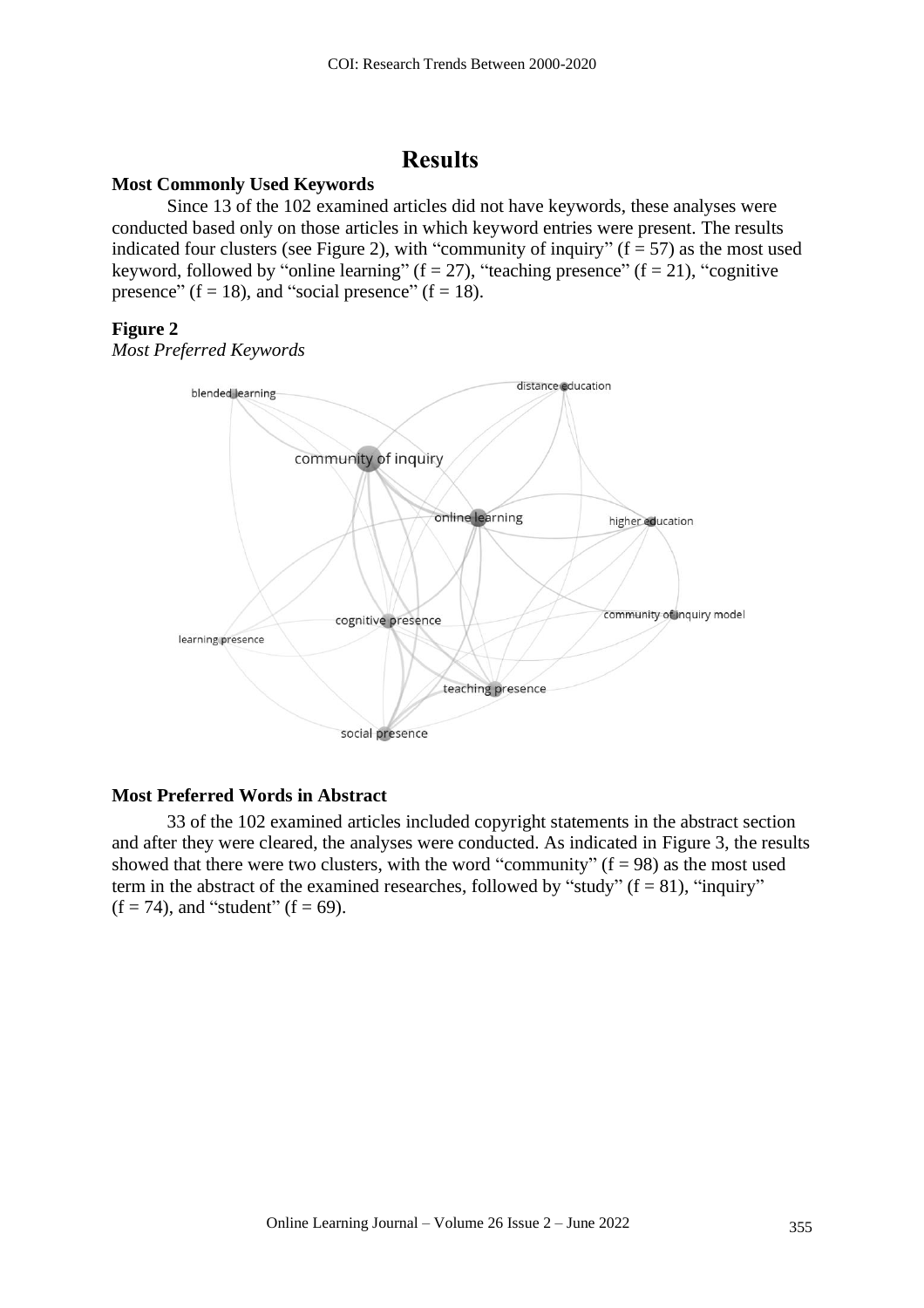# Results

### Most Commonly Used Keywords

Since 13 of the 102 examined articles did not have keywords, these analyses were conducted based only on those articles in which keyword entries were present. The results indicated four clusters (see Figure 2), with "community of inquiry" (f = 57) as the most used keyword, followed by "online learning" (f = 27), "teaching presence" (f = 21), "cognitive presence" (f = 18), and "social presence" (f = 18).

**Figure 2**

*Most Preferred Keywords*

### Most Preferred Words in Abstract

33 of the 102 examined articles included copyright statements in the abstract section and after they were cleared, the analyses were conducted. As indicated in Figure 3, the results showed that there were two clusters, with the word "community" (f = 98) as the most used term in the abstract of the examined researches, followed by "study" (f = 81), "inquiry" (f = 74), and "student" (f = 69).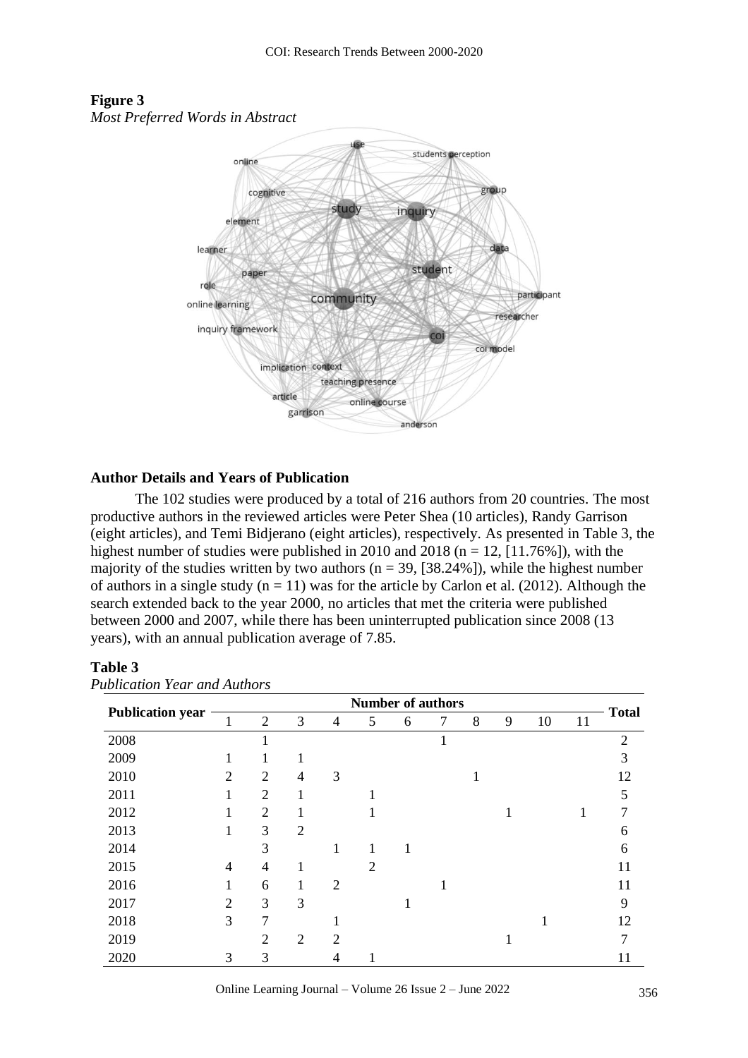**Figure 3**

*Most Preferred Words in Abstract*

## Author Details and Years of Publication

The 102 studies were produced by a total of 216 authors from 20 countries. The most productive authors in the reviewed articles were Peter Shea (10 articles), Randy Garrison (eight articles), and Temi Bidjerano (eight articles), respectively. As presented in Table 3, the highest number of studies were published in 2010 and 2018 (n = 12, [11.76%]), with the majority of the studies written by two authors (n = 39, [38.24%]), while the highest number of authors in a single study (n = 11) was for the article by Carlon et al. (2012). Although the search extended back to the year 2000, no articles that met the criteria were published between 2000 and 2007, while there has been uninterrupted publication since 2008 (13 years), with an annual publication average of 7.85.

**Table 3**

*Publication Year and Authors*

| Publication year | Number of authors | | | | | | | | | | | Total |
|---|---|---|---|---|---|---|---|---|---|---|---|---|
| | 1 | 2 | 3 | 4 | 5 | 6 | 7 | 8 | 9 | 10 | 11 | |
| 2008 | | 1 | | | | | 1 | | | | | 2 |
| 2009 | 1 | 1 | 1 | | | | | | | | | 3 |
| 2010 | 2 | 2 | 4 | 3 | | | | 1 | | | | 12 |
| 2011 | 1 | 2 | 1 | | 1 | | | | | | | 5 |
| 2012 | 1 | 2 | 1 | | 1 | | | | 1 | | 1 | 7 |
| 2013 | 1 | 3 | 2 | | | | | | | | | 6 |
| 2014 | | 3 | | 1 | 1 | 1 | | | | | | 6 |
| 2015 | 4 | 4 | 1 | | 2 | | | | | | | 11 |
| 2016 | 1 | 6 | 1 | 2 | | | 1 | | | | | 11 |
| 2017 | 2 | 3 | 3 | | | 1 | | | | | | 9 |
| 2018 | 3 | 7 | | 1 | | | | | | 1 | | 12 |
| 2019 | | 2 | 2 | 2 | | | | | 1 | | | 7 |
| 2020 | 3 | 3 | | 4 | 1 | | | | | | | 11 |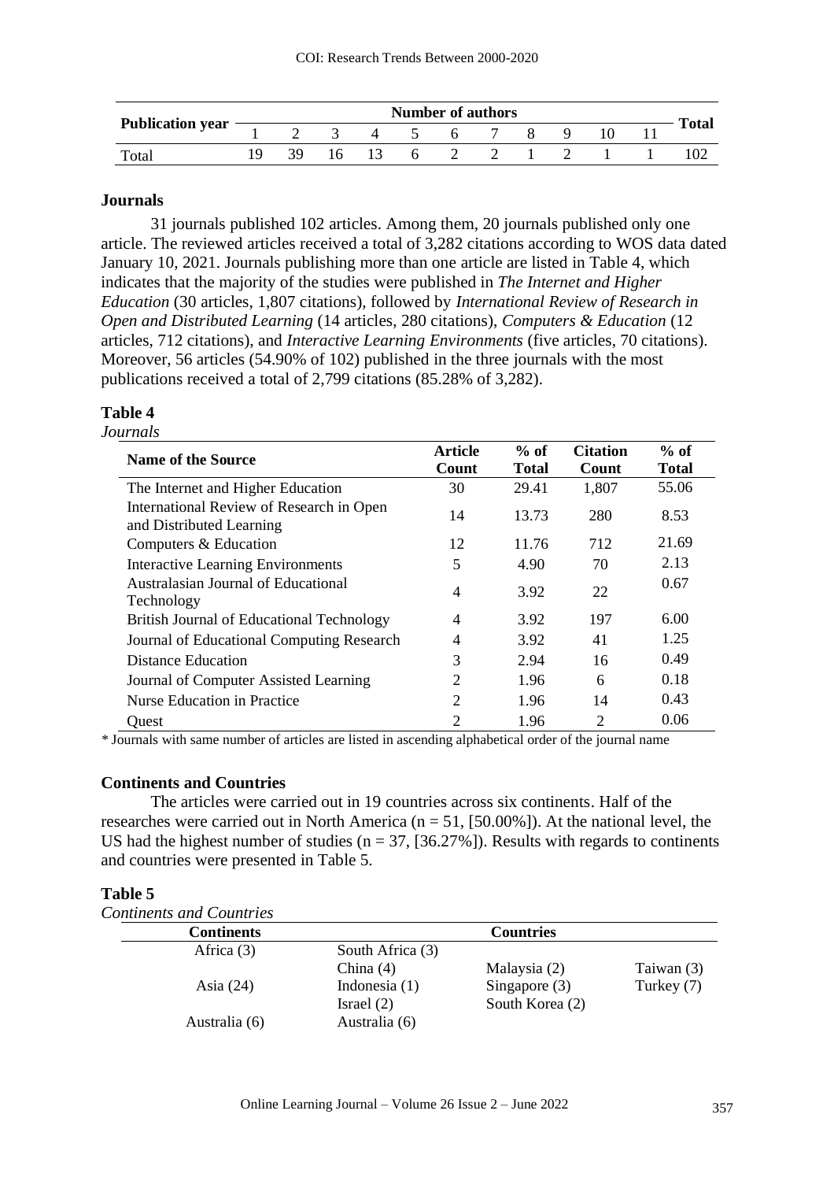| Publication year | Number of authors | | | | | | | | | | | Total |
|---|---|---|---|---|---|---|---|---|---|---|---|---|
| | 1 | 2 | 3 | 4 | 5 | 6 | 7 | 8 | 9 | 10 | 11 | |
| Total | 19 | 39 | 16 | 13 | 6 | 2 | 2 | 1 | 2 | 1 | 1 | 102 |

### Journals

31 journals published 102 articles. Among them, 20 journals published only one article. The reviewed articles received a total of 3,282 citations according to WOS data dated January 10, 2021. Journals publishing more than one article are listed in Table 4, which indicates that the majority of the studies were published in *The Internet and Higher Education* (30 articles, 1,807 citations), followed by *International Review of Research in Open and Distributed Learning* (14 articles, 280 citations), *Computers & Education* (12 articles, 712 citations), and *Interactive Learning Environments* (five articles, 70 citations). Moreover, 56 articles (54.90% of 102) published in the three journals with the most publications received a total of 2,799 citations (85.28% of 3,282).

**Table 4**

*Journals*

| Name of the Source | Article Count | % of Total | Citation Count | % of Total |
|---|---|---|---|---|
| The Internet and Higher Education | 30 | 29.41 | 1,807 | 55.06 |
| International Review of Research in Open and Distributed Learning | 14 | 13.73 | 280 | 8.53 |
| Computers & Education | 12 | 11.76 | 712 | 21.69 |
| Interactive Learning Environments | 5 | 4.90 | 70 | 2.13 |
| Australasian Journal of Educational Technology | 4 | 3.92 | 22 | 0.67 |
| British Journal of Educational Technology | 4 | 3.92 | 197 | 6.00 |
| Journal of Educational Computing Research | 4 | 3.92 | 41 | 1.25 |
| Distance Education | 3 | 2.94 | 16 | 0.49 |
| Journal of Computer Assisted Learning | 2 | 1.96 | 6 | 0.18 |
| Nurse Education in Practice | 2 | 1.96 | 14 | 0.43 |
| Quest | 2 | 1.96 | 2 | 0.06 |

\* Journals with same number of articles are listed in ascending alphabetical order of the journal name

### Continents and Countries

The articles were carried out in 19 countries across six continents. Half of the researches were carried out in North America (n = 51, [50.00%]). At the national level, the US had the highest number of studies (n = 37, [36.27%]). Results with regards to continents and countries were presented in Table 5.

**Table 5**

*Continents and Countries*

| Continents | Countries | | |
|---|---|---|---|
| Africa (3) | South Africa (3) | | |
| Asia (24) | China (4) | Malaysia (2) | Taiwan (3) |
| | Indonesia (1) | Singapore (3) | Turkey (7) |
| | Israel (2) | South Korea (2) | |
| Australia (6) | Australia (6) | | |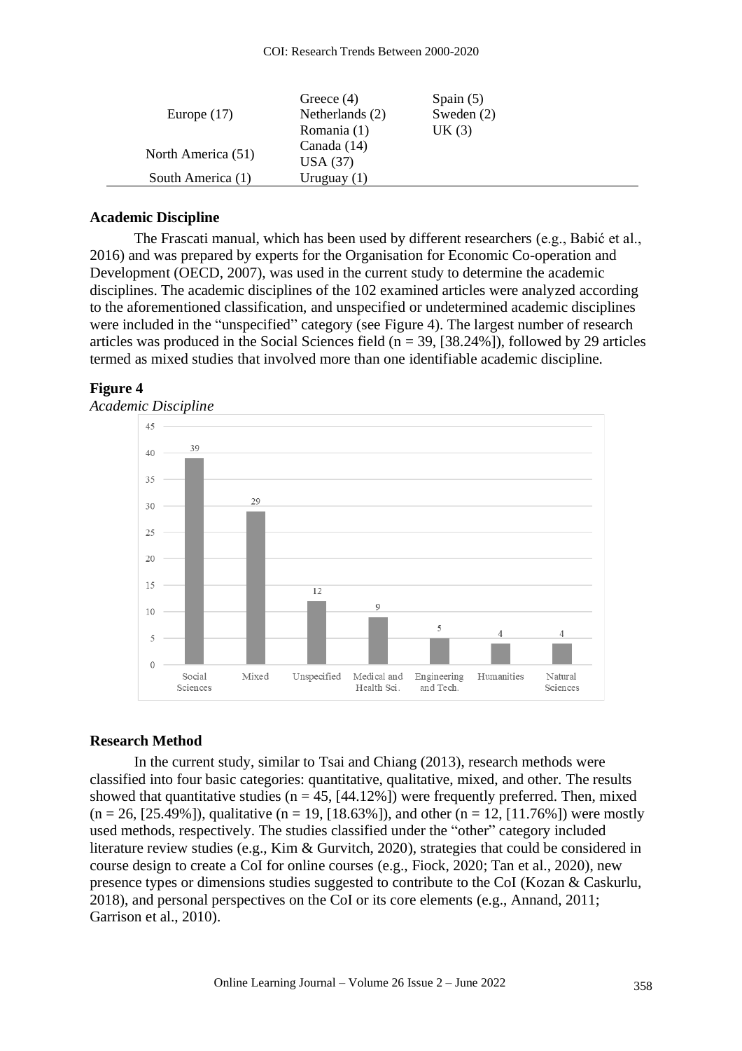| | | |
|---|---|---|
| Europe (17) | Greece (4)<br>Netherlands (2)<br>Romania (1) | Spain (5)<br>Sweden (2)<br>UK (3) |
| North America (51) | Canada (14)<br>USA (37) | |
| South America (1) | Uruguay (1) | |

### Academic Discipline

The Frascati manual, which has been used by different researchers (e.g., Babić et al., 2016) and was prepared by experts for the Organisation for Economic Co-operation and Development (OECD, 2007), was used in the current study to determine the academic disciplines. The academic disciplines of the 102 examined articles were analyzed according to the aforementioned classification, and unspecified or undetermined academic disciplines were included in the "unspecified" category (see Figure 4). The largest number of research articles was produced in the Social Sciences field (n = 39, [38.24%]), followed by 29 articles termed as mixed studies that involved more than one identifiable academic discipline.

**Figure 4**

*Academic Discipline*

| Academic Discipline | Count |
|---|---|
| Social Sciences | 39 |
| Mixed | 29 |
| Unspecified | 12 |
| Medical and Health Sci. | 9 |
| Engineering and Tech. | 5 |
| Humanities | 4 |
| Natural Sciences | 4 |

### Research Method

In the current study, similar to Tsai and Chiang (2013), research methods were classified into four basic categories: quantitative, qualitative, mixed, and other. The results showed that quantitative studies (n = 45, [44.12%]) were frequently preferred. Then, mixed (n = 26, [25.49%]), qualitative (n = 19, [18.63%]), and other (n = 12, [11.76%]) were mostly used methods, respectively. The studies classified under the "other" category included literature review studies (e.g., Kim & Gurvitch, 2020), strategies that could be considered in course design to create a CoI for online courses (e.g., Fiock, 2020; Tan et al., 2020), new presence types or dimensions studies suggested to contribute to the CoI (Kozan & Caskurlu, 2018), and personal perspectives on the CoI or its core elements (e.g., Annand, 2011; Garrison et al., 2010).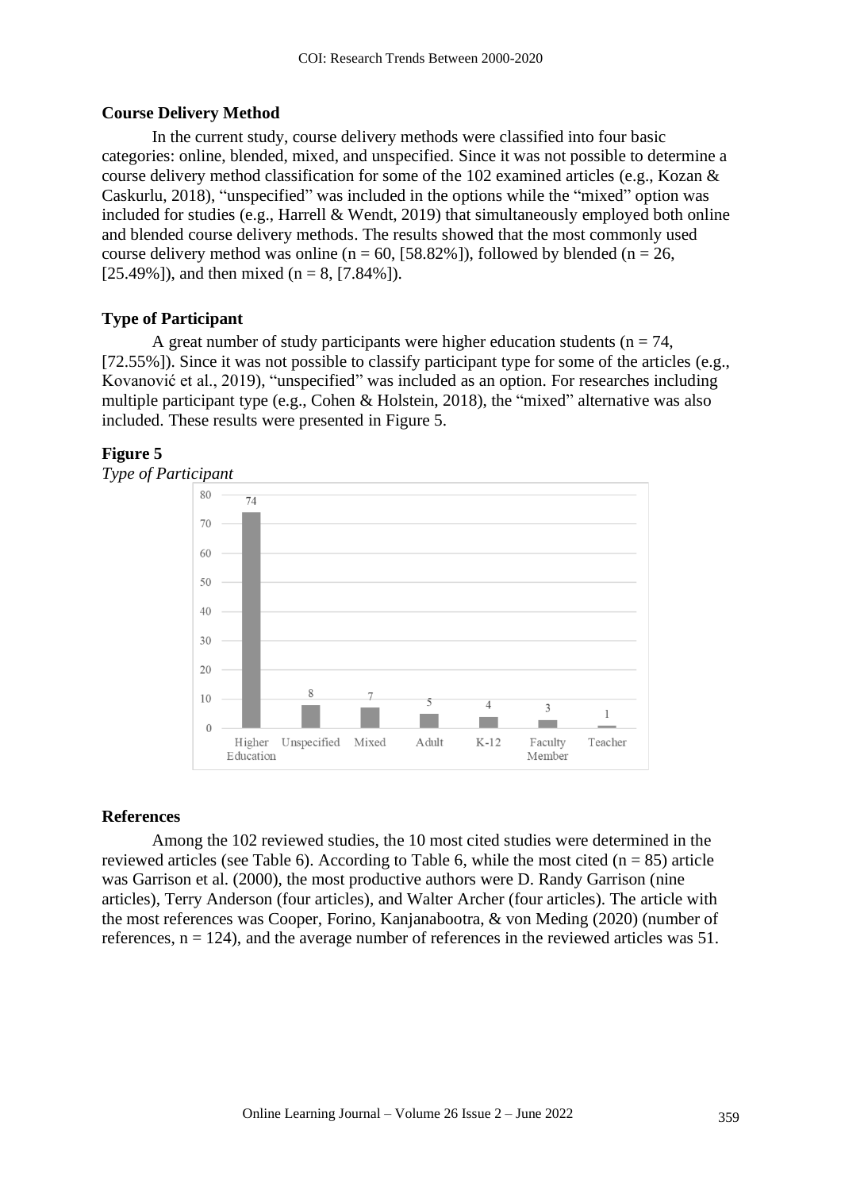### Course Delivery Method

In the current study, course delivery methods were classified into four basic categories: online, blended, mixed, and unspecified. Since it was not possible to determine a course delivery method classification for some of the 102 examined articles (e.g., Kozan & Caskurlu, 2018), "unspecified" was included in the options while the "mixed" option was included for studies (e.g., Harrell & Wendt, 2019) that simultaneously employed both online and blended course delivery methods. The results showed that the most commonly used course delivery method was online (n = 60, [58.82%]), followed by blended (n = 26, [25.49%]), and then mixed (n = 8, [7.84%]).

### Type of Participant

A great number of study participants were higher education students (n = 74, [72.55%]). Since it was not possible to classify participant type for some of the articles (e.g., Kovanović et al., 2019), "unspecified" was included as an option. For researches including multiple participant type (e.g., Cohen & Holstein, 2018), the "mixed" alternative was also included. These results were presented in Figure 5.

**Figure 5**

*Type of Participant*

| Type of Participant | Count |
|---|---|
| Higher Education | 74 |
| Unspecified | 8 |
| Mixed | 7 |
| Adult | 5 |
| K-12 | 4 |
| Faculty Member | 3 |
| Teacher | 1 |

### References

Among the 102 reviewed studies, the 10 most cited studies were determined in the reviewed articles (see Table 6). According to Table 6, while the most cited (n = 85) article was Garrison et al. (2000), the most productive authors were D. Randy Garrison (nine articles), Terry Anderson (four articles), and Walter Archer (four articles). The article with the most references was Cooper, Forino, Kanjanabootra, & von Meding (2020) (number of references, n = 124), and the average number of references in the reviewed articles was 51.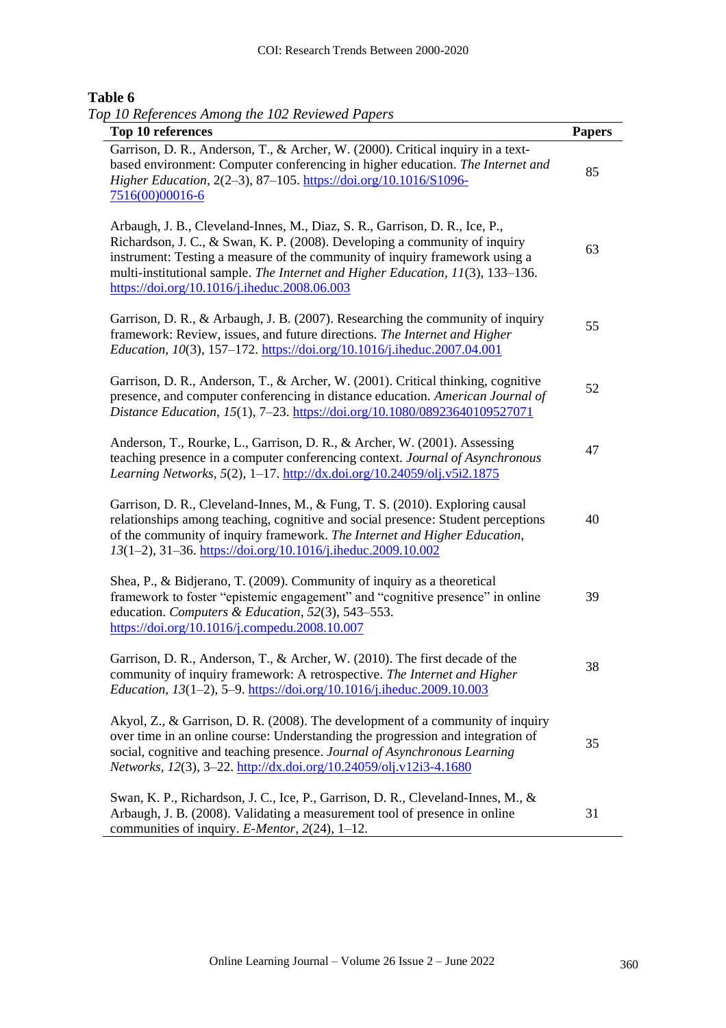**Table 6**

*Top 10 References Among the 102 Reviewed Papers*

| Top 10 references | Papers |
|---|---|
| Garrison, D. R., Anderson, T., & Archer, W. (2000). Critical inquiry in a text-based environment: Computer conferencing in higher education. *The Internet and Higher Education*, 2(2–3), 87–105. https://doi.org/10.1016/S1096-7516(00)00016-6 | 85 |
| Arbaugh, J. B., Cleveland-Innes, M., Diaz, S. R., Garrison, D. R., Ice, P., Richardson, J. C., & Swan, K. P. (2008). Developing a community of inquiry instrument: Testing a measure of the community of inquiry framework using a multi-institutional sample. *The Internet and Higher Education*, *11*(3), 133–136. https://doi.org/10.1016/j.iheduc.2008.06.003 | 63 |
| Garrison, D. R., & Arbaugh, J. B. (2007). Researching the community of inquiry framework: Review, issues, and future directions. *The Internet and Higher Education*, *10*(3), 157–172. https://doi.org/10.1016/j.iheduc.2007.04.001 | 55 |
| Garrison, D. R., Anderson, T., & Archer, W. (2001). Critical thinking, cognitive presence, and computer conferencing in distance education. *American Journal of Distance Education*, *15*(1), 7–23. https://doi.org/10.1080/08923640109527071 | 52 |
| Anderson, T., Rourke, L., Garrison, D. R., & Archer, W. (2001). Assessing teaching presence in a computer conferencing context. *Journal of Asynchronous Learning Networks*, *5*(2), 1–17. http://dx.doi.org/10.24059/olj.v5i2.1875 | 47 |
| Garrison, D. R., Cleveland-Innes, M., & Fung, T. S. (2010). Exploring causal relationships among teaching, cognitive and social presence: Student perceptions of the community of inquiry framework. *The Internet and Higher Education*, *13*(1–2), 31–36. https://doi.org/10.1016/j.iheduc.2009.10.002 | 40 |
| Shea, P., & Bidjerano, T. (2009). Community of inquiry as a theoretical framework to foster "epistemic engagement" and "cognitive presence" in online education. *Computers & Education*, *52*(3), 543–553. https://doi.org/10.1016/j.compedu.2008.10.007 | 39 |
| Garrison, D. R., Anderson, T., & Archer, W. (2010). The first decade of the community of inquiry framework: A retrospective. *The Internet and Higher Education*, *13*(1–2), 5–9. https://doi.org/10.1016/j.iheduc.2009.10.003 | 38 |
| Akyol, Z., & Garrison, D. R. (2008). The development of a community of inquiry over time in an online course: Understanding the progression and integration of social, cognitive and teaching presence. *Journal of Asynchronous Learning Networks*, *12*(3), 3–22. http://dx.doi.org/10.24059/olj.v12i3-4.1680 | 35 |
| Swan, K. P., Richardson, J. C., Ice, P., Garrison, D. R., Cleveland-Innes, M., & Arbaugh, J. B. (2008). Validating a measurement tool of presence in online communities of inquiry. *E-Mentor*, *2*(24), 1–12. | 31 |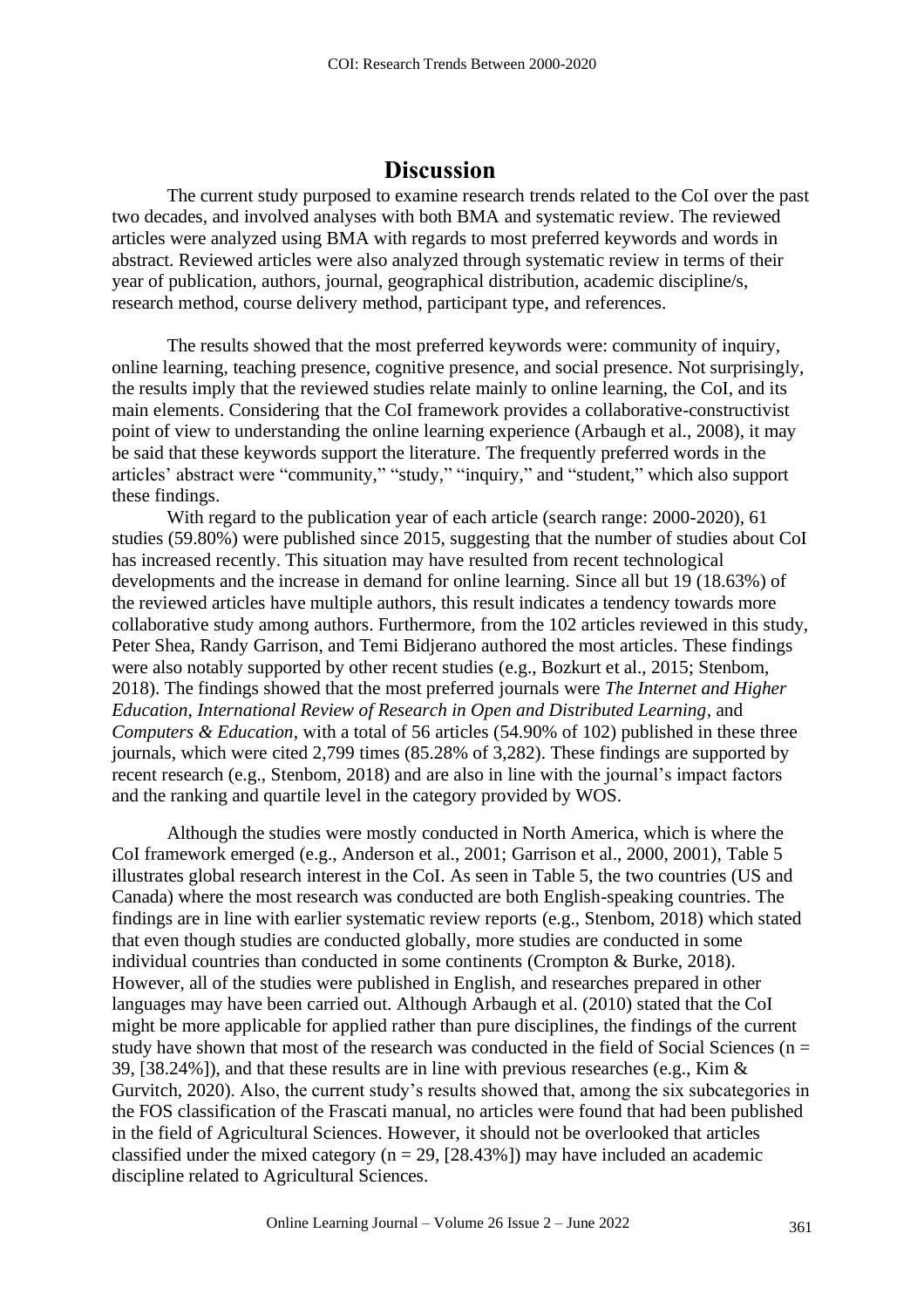## Discussion

The current study purposed to examine research trends related to the CoI over the past two decades, and involved analyses with both BMA and systematic review. The reviewed articles were analyzed using BMA with regards to most preferred keywords and words in abstract. Reviewed articles were also analyzed through systematic review in terms of their year of publication, authors, journal, geographical distribution, academic discipline/s, research method, course delivery method, participant type, and references.

The results showed that the most preferred keywords were: community of inquiry, online learning, teaching presence, cognitive presence, and social presence. Not surprisingly, the results imply that the reviewed studies relate mainly to online learning, the CoI, and its main elements. Considering that the CoI framework provides a collaborative-constructivist point of view to understanding the online learning experience (Arbaugh et al., 2008), it may be said that these keywords support the literature. The frequently preferred words in the articles' abstract were "community," "study," "inquiry," and "student," which also support these findings.

With regard to the publication year of each article (search range: 2000-2020), 61 studies (59.80%) were published since 2015, suggesting that the number of studies about CoI has increased recently. This situation may have resulted from recent technological developments and the increase in demand for online learning. Since all but 19 (18.63%) of the reviewed articles have multiple authors, this result indicates a tendency towards more collaborative study among authors. Furthermore, from the 102 articles reviewed in this study, Peter Shea, Randy Garrison, and Temi Bidjerano authored the most articles. These findings were also notably supported by other recent studies (e.g., Bozkurt et al., 2015; Stenbom, 2018). The findings showed that the most preferred journals were *The Internet and Higher Education*, *International Review of Research in Open and Distributed Learning*, and *Computers & Education*, with a total of 56 articles (54.90% of 102) published in these three journals, which were cited 2,799 times (85.28% of 3,282). These findings are supported by recent research (e.g., Stenbom, 2018) and are also in line with the journal's impact factors and the ranking and quartile level in the category provided by WOS.

Although the studies were mostly conducted in North America, which is where the CoI framework emerged (e.g., Anderson et al., 2001; Garrison et al., 2000, 2001), Table 5 illustrates global research interest in the CoI. As seen in Table 5, the two countries (US and Canada) where the most research was conducted are both English-speaking countries. The findings are in line with earlier systematic review reports (e.g., Stenbom, 2018) which stated that even though studies are conducted globally, more studies are conducted in some individual countries than conducted in some continents (Crompton & Burke, 2018). However, all of the studies were published in English, and researches prepared in other languages may have been carried out. Although Arbaugh et al. (2010) stated that the CoI might be more applicable for applied rather than pure disciplines, the findings of the current study have shown that most of the research was conducted in the field of Social Sciences (n = 39, [38.24%]), and that these results are in line with previous researches (e.g., Kim & Gurvitch, 2020). Also, the current study's results showed that, among the six subcategories in the FOS classification of the Frascati manual, no articles were found that had been published in the field of Agricultural Sciences. However, it should not be overlooked that articles classified under the mixed category (n = 29, [28.43%]) may have included an academic discipline related to Agricultural Sciences.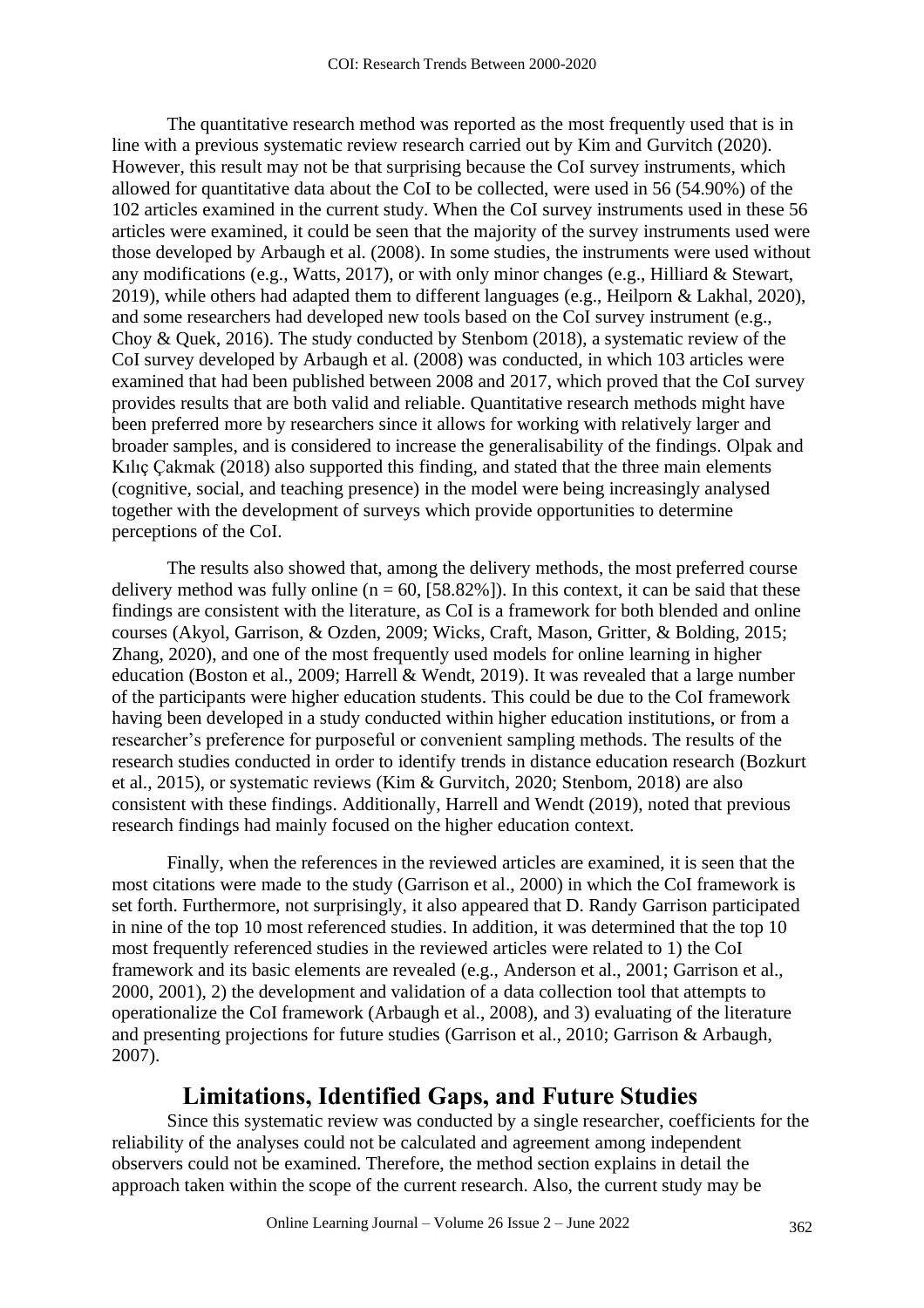The quantitative research method was reported as the most frequently used that is in line with a previous systematic review research carried out by Kim and Gurvitch (2020). However, this result may not be that surprising because the CoI survey instruments, which allowed for quantitative data about the CoI to be collected, were used in 56 (54.90%) of the 102 articles examined in the current study. When the CoI survey instruments used in these 56 articles were examined, it could be seen that the majority of the survey instruments used were those developed by Arbaugh et al. (2008). In some studies, the instruments were used without any modifications (e.g., Watts, 2017), or with only minor changes (e.g., Hilliard & Stewart, 2019), while others had adapted them to different languages (e.g., Heilporn & Lakhal, 2020), and some researchers had developed new tools based on the CoI survey instrument (e.g., Choy & Quek, 2016). The study conducted by Stenbom (2018), a systematic review of the CoI survey developed by Arbaugh et al. (2008) was conducted, in which 103 articles were examined that had been published between 2008 and 2017, which proved that the CoI survey provides results that are both valid and reliable. Quantitative research methods might have been preferred more by researchers since it allows for working with relatively larger and broader samples, and is considered to increase the generalisability of the findings. Olpak and Kılıç Çakmak (2018) also supported this finding, and stated that the three main elements (cognitive, social, and teaching presence) in the model were being increasingly analysed together with the development of surveys which provide opportunities to determine perceptions of the CoI.

The results also showed that, among the delivery methods, the most preferred course delivery method was fully online (n = 60, [58.82%]). In this context, it can be said that these findings are consistent with the literature, as CoI is a framework for both blended and online courses (Akyol, Garrison, & Ozden, 2009; Wicks, Craft, Mason, Gritter, & Bolding, 2015; Zhang, 2020), and one of the most frequently used models for online learning in higher education (Boston et al., 2009; Harrell & Wendt, 2019). It was revealed that a large number of the participants were higher education students. This could be due to the CoI framework having been developed in a study conducted within higher education institutions, or from a researcher's preference for purposeful or convenient sampling methods. The results of the research studies conducted in order to identify trends in distance education research (Bozkurt et al., 2015), or systematic reviews (Kim & Gurvitch, 2020; Stenbom, 2018) are also consistent with these findings. Additionally, Harrell and Wendt (2019), noted that previous research findings had mainly focused on the higher education context.

Finally, when the references in the reviewed articles are examined, it is seen that the most citations were made to the study (Garrison et al., 2000) in which the CoI framework is set forth. Furthermore, not surprisingly, it also appeared that D. Randy Garrison participated in nine of the top 10 most referenced studies. In addition, it was determined that the top 10 most frequently referenced studies in the reviewed articles were related to 1) the CoI framework and its basic elements are revealed (e.g., Anderson et al., 2001; Garrison et al., 2000, 2001), 2) the development and validation of a data collection tool that attempts to operationalize the CoI framework (Arbaugh et al., 2008), and 3) evaluating of the literature and presenting projections for future studies (Garrison et al., 2010; Garrison & Arbaugh, 2007).

## Limitations, Identified Gaps, and Future Studies

Since this systematic review was conducted by a single researcher, coefficients for the reliability of the analyses could not be calculated and agreement among independent observers could not be examined. Therefore, the method section explains in detail the approach taken within the scope of the current research. Also, the current study may be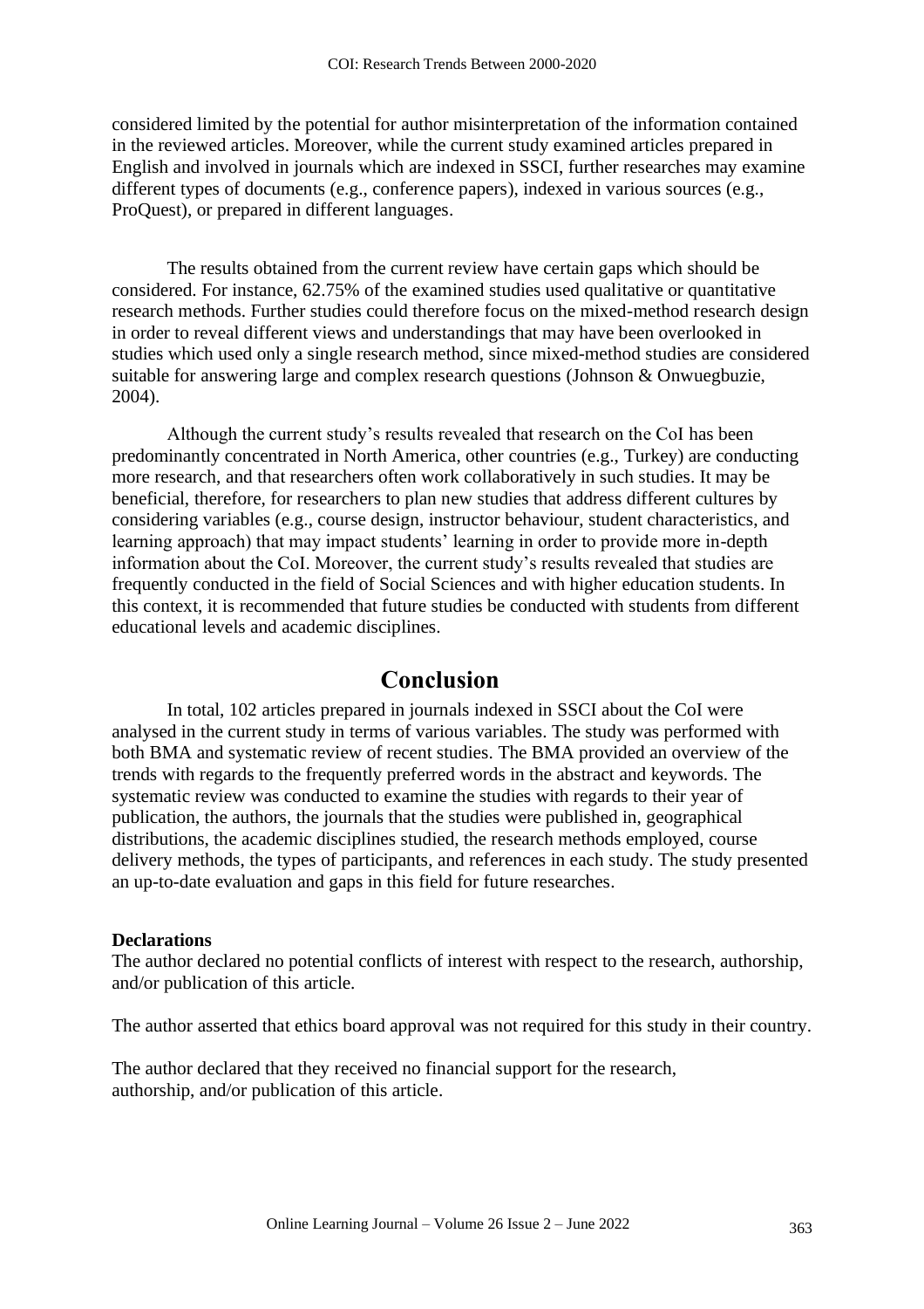considered limited by the potential for author misinterpretation of the information contained in the reviewed articles. Moreover, while the current study examined articles prepared in English and involved in journals which are indexed in SSCI, further researches may examine different types of documents (e.g., conference papers), indexed in various sources (e.g., ProQuest), or prepared in different languages.

The results obtained from the current review have certain gaps which should be considered. For instance, 62.75% of the examined studies used qualitative or quantitative research methods. Further studies could therefore focus on the mixed-method research design in order to reveal different views and understandings that may have been overlooked in studies which used only a single research method, since mixed-method studies are considered suitable for answering large and complex research questions (Johnson & Onwuegbuzie, 2004).

Although the current study's results revealed that research on the CoI has been predominantly concentrated in North America, other countries (e.g., Turkey) are conducting more research, and that researchers often work collaboratively in such studies. It may be beneficial, therefore, for researchers to plan new studies that address different cultures by considering variables (e.g., course design, instructor behaviour, student characteristics, and learning approach) that may impact students' learning in order to provide more in-depth information about the CoI. Moreover, the current study's results revealed that studies are frequently conducted in the field of Social Sciences and with higher education students. In this context, it is recommended that future studies be conducted with students from different educational levels and academic disciplines.

# Conclusion

In total, 102 articles prepared in journals indexed in SSCI about the CoI were analysed in the current study in terms of various variables. The study was performed with both BMA and systematic review of recent studies. The BMA provided an overview of the trends with regards to the frequently preferred words in the abstract and keywords. The systematic review was conducted to examine the studies with regards to their year of publication, the authors, the journals that the studies were published in, geographical distributions, the academic disciplines studied, the research methods employed, course delivery methods, the types of participants, and references in each study. The study presented an up-to-date evaluation and gaps in this field for future researches.

**Declarations**

The author declared no potential conflicts of interest with respect to the research, authorship, and/or publication of this article.

The author asserted that ethics board approval was not required for this study in their country.

The author declared that they received no financial support for the research, authorship, and/or publication of this article.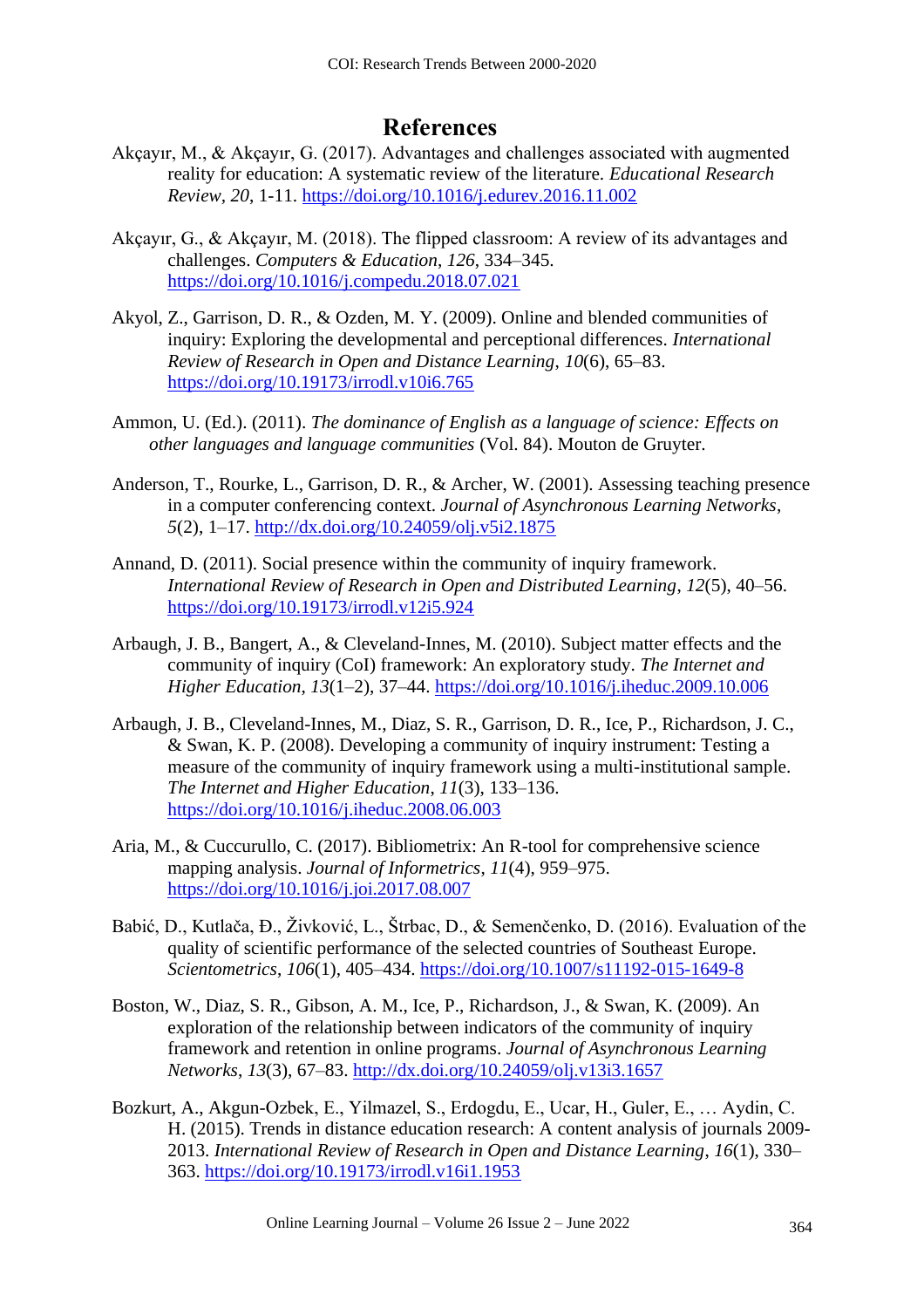# References

Akçayır, M., & Akçayır, G. (2017). Advantages and challenges associated with augmented reality for education: A systematic review of the literature. *Educational Research Review*, *20*, 1-11. https://doi.org/10.1016/j.edurev.2016.11.002

Akçayır, G., & Akçayır, M. (2018). The flipped classroom: A review of its advantages and challenges. *Computers & Education*, *126*, 334–345. https://doi.org/10.1016/j.compedu.2018.07.021

Akyol, Z., Garrison, D. R., & Ozden, M. Y. (2009). Online and blended communities of inquiry: Exploring the developmental and perceptional differences. *International Review of Research in Open and Distance Learning*, *10*(6), 65–83. https://doi.org/10.19173/irrodl.v10i6.765

Ammon, U. (Ed.). (2011). *The dominance of English as a language of science: Effects on other languages and language communities* (Vol. 84). Mouton de Gruyter.

Anderson, T., Rourke, L., Garrison, D. R., & Archer, W. (2001). Assessing teaching presence in a computer conferencing context. *Journal of Asynchronous Learning Networks*, *5*(2), 1–17. http://dx.doi.org/10.24059/olj.v5i2.1875

Annand, D. (2011). Social presence within the community of inquiry framework. *International Review of Research in Open and Distributed Learning*, *12*(5), 40–56. https://doi.org/10.19173/irrodl.v12i5.924

Arbaugh, J. B., Bangert, A., & Cleveland-Innes, M. (2010). Subject matter effects and the community of inquiry (CoI) framework: An exploratory study. *The Internet and Higher Education*, *13*(1–2), 37–44. https://doi.org/10.1016/j.iheduc.2009.10.006

Arbaugh, J. B., Cleveland-Innes, M., Diaz, S. R., Garrison, D. R., Ice, P., Richardson, J. C., & Swan, K. P. (2008). Developing a community of inquiry instrument: Testing a measure of the community of inquiry framework using a multi-institutional sample. *The Internet and Higher Education*, *11*(3), 133–136. https://doi.org/10.1016/j.iheduc.2008.06.003

Aria, M., & Cuccurullo, C. (2017). Bibliometrix: An R-tool for comprehensive science mapping analysis. *Journal of Informetrics*, *11*(4), 959–975. https://doi.org/10.1016/j.joi.2017.08.007

Babić, D., Kutlača, Đ., Živković, L., Štrbac, D., & Semenčenko, D. (2016). Evaluation of the quality of scientific performance of the selected countries of Southeast Europe. *Scientometrics*, *106*(1), 405–434. https://doi.org/10.1007/s11192-015-1649-8

Boston, W., Diaz, S. R., Gibson, A. M., Ice, P., Richardson, J., & Swan, K. (2009). An exploration of the relationship between indicators of the community of inquiry framework and retention in online programs. *Journal of Asynchronous Learning Networks*, *13*(3), 67–83. http://dx.doi.org/10.24059/olj.v13i3.1657

Bozkurt, A., Akgun-Ozbek, E., Yilmazel, S., Erdogdu, E., Ucar, H., Guler, E., … Aydin, C. H. (2015). Trends in distance education research: A content analysis of journals 2009-2013. *International Review of Research in Open and Distance Learning*, *16*(1), 330–363. https://doi.org/10.19173/irrodl.v16i1.1953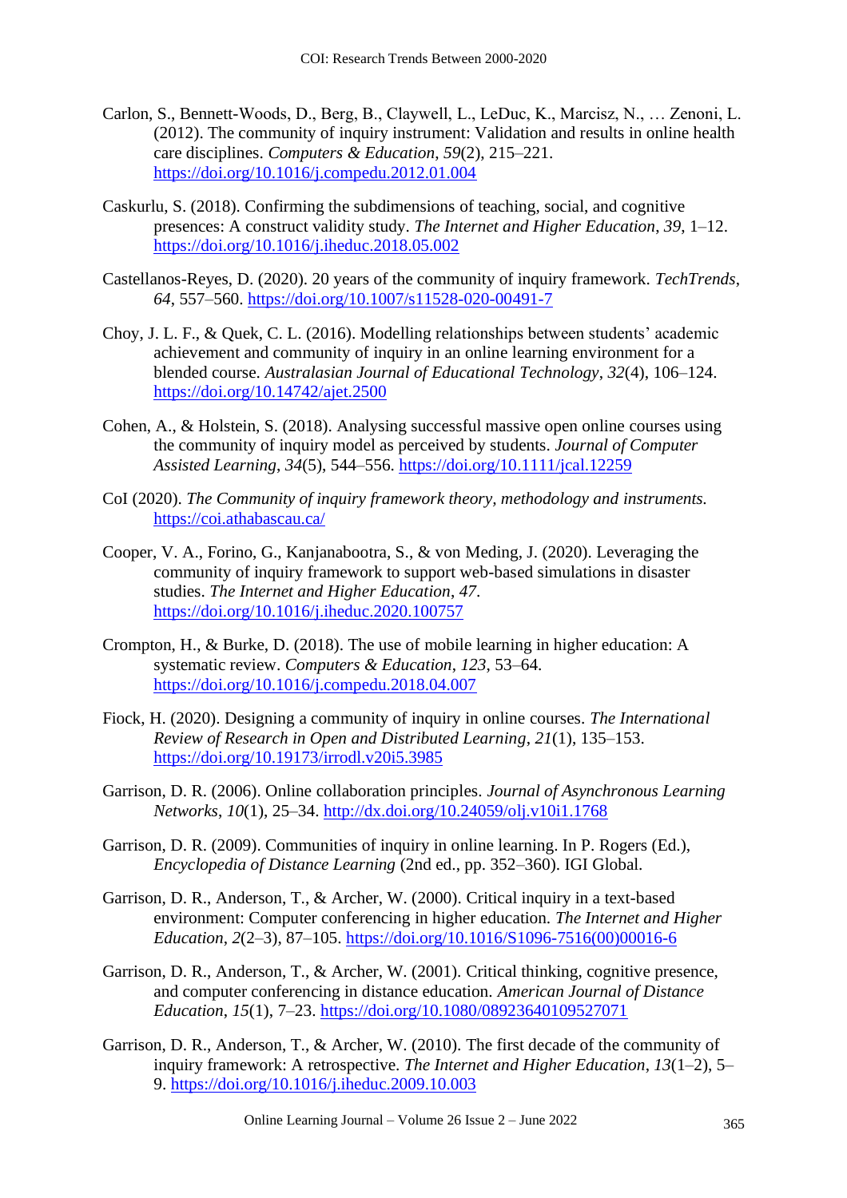Carlon, S., Bennett-Woods, D., Berg, B., Claywell, L., LeDuc, K., Marcisz, N., … Zenoni, L. (2012). The community of inquiry instrument: Validation and results in online health care disciplines. *Computers & Education*, *59*(2), 215–221. https://doi.org/10.1016/j.compedu.2012.01.004

Caskurlu, S. (2018). Confirming the subdimensions of teaching, social, and cognitive presences: A construct validity study. *The Internet and Higher Education*, *39*, 1–12. https://doi.org/10.1016/j.iheduc.2018.05.002

Castellanos-Reyes, D. (2020). 20 years of the community of inquiry framework. *TechTrends*, *64*, 557–560. https://doi.org/10.1007/s11528-020-00491-7

Choy, J. L. F., & Quek, C. L. (2016). Modelling relationships between students' academic achievement and community of inquiry in an online learning environment for a blended course. *Australasian Journal of Educational Technology*, *32*(4), 106–124. https://doi.org/10.14742/ajet.2500

Cohen, A., & Holstein, S. (2018). Analysing successful massive open online courses using the community of inquiry model as perceived by students. *Journal of Computer Assisted Learning*, *34*(5), 544–556. https://doi.org/10.1111/jcal.12259

CoI (2020). *The Community of inquiry framework theory, methodology and instruments.* https://coi.athabascau.ca/

Cooper, V. A., Forino, G., Kanjanabootra, S., & von Meding, J. (2020). Leveraging the community of inquiry framework to support web-based simulations in disaster studies. *The Internet and Higher Education*, *47*. https://doi.org/10.1016/j.iheduc.2020.100757

Crompton, H., & Burke, D. (2018). The use of mobile learning in higher education: A systematic review. *Computers & Education*, *123*, 53–64. https://doi.org/10.1016/j.compedu.2018.04.007

Fiock, H. (2020). Designing a community of inquiry in online courses. *The International Review of Research in Open and Distributed Learning*, *21*(1), 135–153. https://doi.org/10.19173/irrodl.v20i5.3985

Garrison, D. R. (2006). Online collaboration principles. *Journal of Asynchronous Learning Networks*, *10*(1), 25–34. http://dx.doi.org/10.24059/olj.v10i1.1768

Garrison, D. R. (2009). Communities of inquiry in online learning. In P. Rogers (Ed.), *Encyclopedia of Distance Learning* (2nd ed., pp. 352–360). IGI Global.

Garrison, D. R., Anderson, T., & Archer, W. (2000). Critical inquiry in a text-based environment: Computer conferencing in higher education. *The Internet and Higher Education*, *2*(2–3), 87–105. https://doi.org/10.1016/S1096-7516(00)00016-6

Garrison, D. R., Anderson, T., & Archer, W. (2001). Critical thinking, cognitive presence, and computer conferencing in distance education. *American Journal of Distance Education*, *15*(1), 7–23. https://doi.org/10.1080/08923640109527071

Garrison, D. R., Anderson, T., & Archer, W. (2010). The first decade of the community of inquiry framework: A retrospective. *The Internet and Higher Education*, *13*(1–2), 5–9. https://doi.org/10.1016/j.iheduc.2009.10.003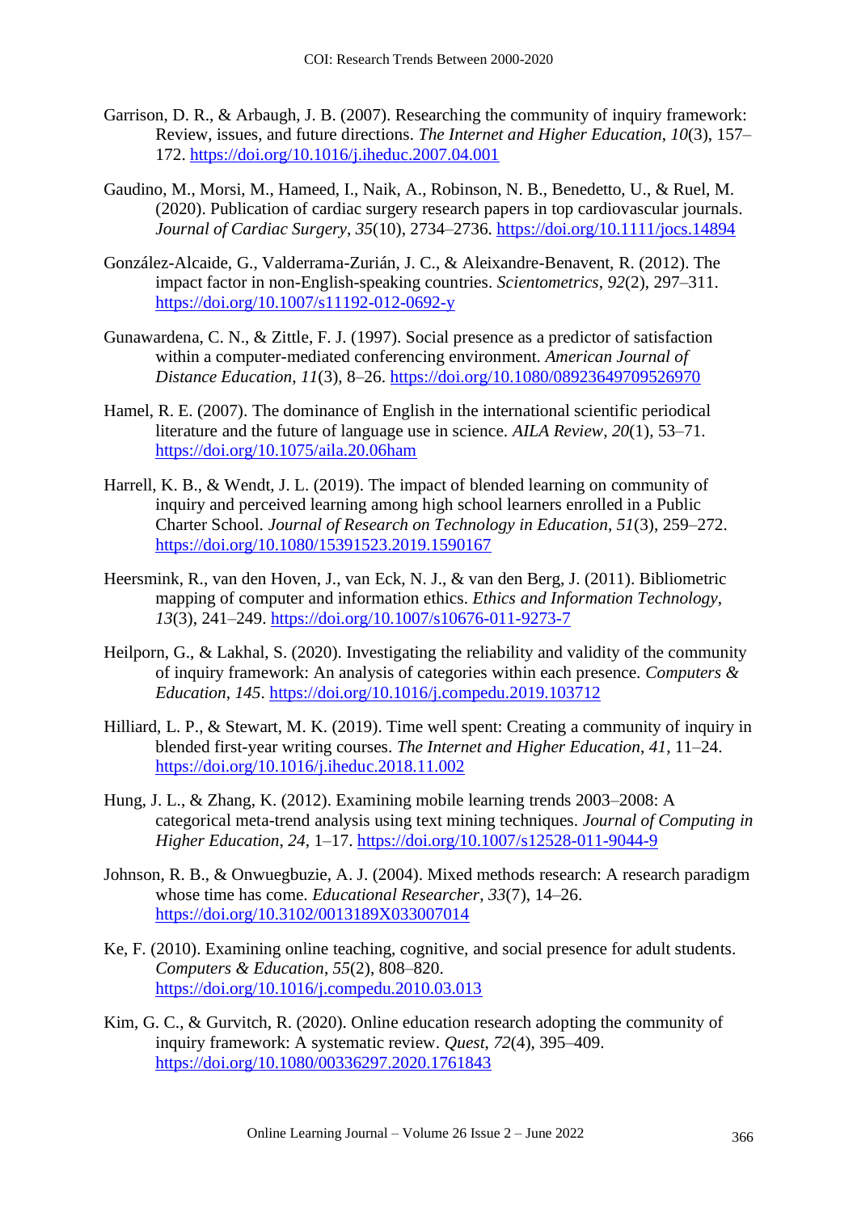Garrison, D. R., & Arbaugh, J. B. (2007). Researching the community of inquiry framework: Review, issues, and future directions. *The Internet and Higher Education*, *10*(3), 157–172. https://doi.org/10.1016/j.iheduc.2007.04.001

Gaudino, M., Morsi, M., Hameed, I., Naik, A., Robinson, N. B., Benedetto, U., & Ruel, M. (2020). Publication of cardiac surgery research papers in top cardiovascular journals. *Journal of Cardiac Surgery*, *35*(10), 2734–2736. https://doi.org/10.1111/jocs.14894

González-Alcaide, G., Valderrama-Zurián, J. C., & Aleixandre-Benavent, R. (2012). The impact factor in non-English-speaking countries. *Scientometrics*, *92*(2), 297–311. https://doi.org/10.1007/s11192-012-0692-y

Gunawardena, C. N., & Zittle, F. J. (1997). Social presence as a predictor of satisfaction within a computer-mediated conferencing environment. *American Journal of Distance Education*, *11*(3), 8–26. https://doi.org/10.1080/08923649709526970

Hamel, R. E. (2007). The dominance of English in the international scientific periodical literature and the future of language use in science. *AILA Review*, *20*(1), 53–71. https://doi.org/10.1075/aila.20.06ham

Harrell, K. B., & Wendt, J. L. (2019). The impact of blended learning on community of inquiry and perceived learning among high school learners enrolled in a Public Charter School. *Journal of Research on Technology in Education*, *51*(3), 259–272. https://doi.org/10.1080/15391523.2019.1590167

Heersmink, R., van den Hoven, J., van Eck, N. J., & van den Berg, J. (2011). Bibliometric mapping of computer and information ethics. *Ethics and Information Technology*, *13*(3), 241–249. https://doi.org/10.1007/s10676-011-9273-7

Heilporn, G., & Lakhal, S. (2020). Investigating the reliability and validity of the community of inquiry framework: An analysis of categories within each presence. *Computers & Education*, *145*. https://doi.org/10.1016/j.compedu.2019.103712

Hilliard, L. P., & Stewart, M. K. (2019). Time well spent: Creating a community of inquiry in blended first-year writing courses. *The Internet and Higher Education*, *41*, 11–24. https://doi.org/10.1016/j.iheduc.2018.11.002

Hung, J. L., & Zhang, K. (2012). Examining mobile learning trends 2003–2008: A categorical meta-trend analysis using text mining techniques. *Journal of Computing in Higher Education*, *24*, 1–17. https://doi.org/10.1007/s12528-011-9044-9

Johnson, R. B., & Onwuegbuzie, A. J. (2004). Mixed methods research: A research paradigm whose time has come. *Educational Researcher*, *33*(7), 14–26. https://doi.org/10.3102/0013189X033007014

Ke, F. (2010). Examining online teaching, cognitive, and social presence for adult students. *Computers & Education*, *55*(2), 808–820. https://doi.org/10.1016/j.compedu.2010.03.013

Kim, G. C., & Gurvitch, R. (2020). Online education research adopting the community of inquiry framework: A systematic review. *Quest*, *72*(4), 395–409. https://doi.org/10.1080/00336297.2020.1761843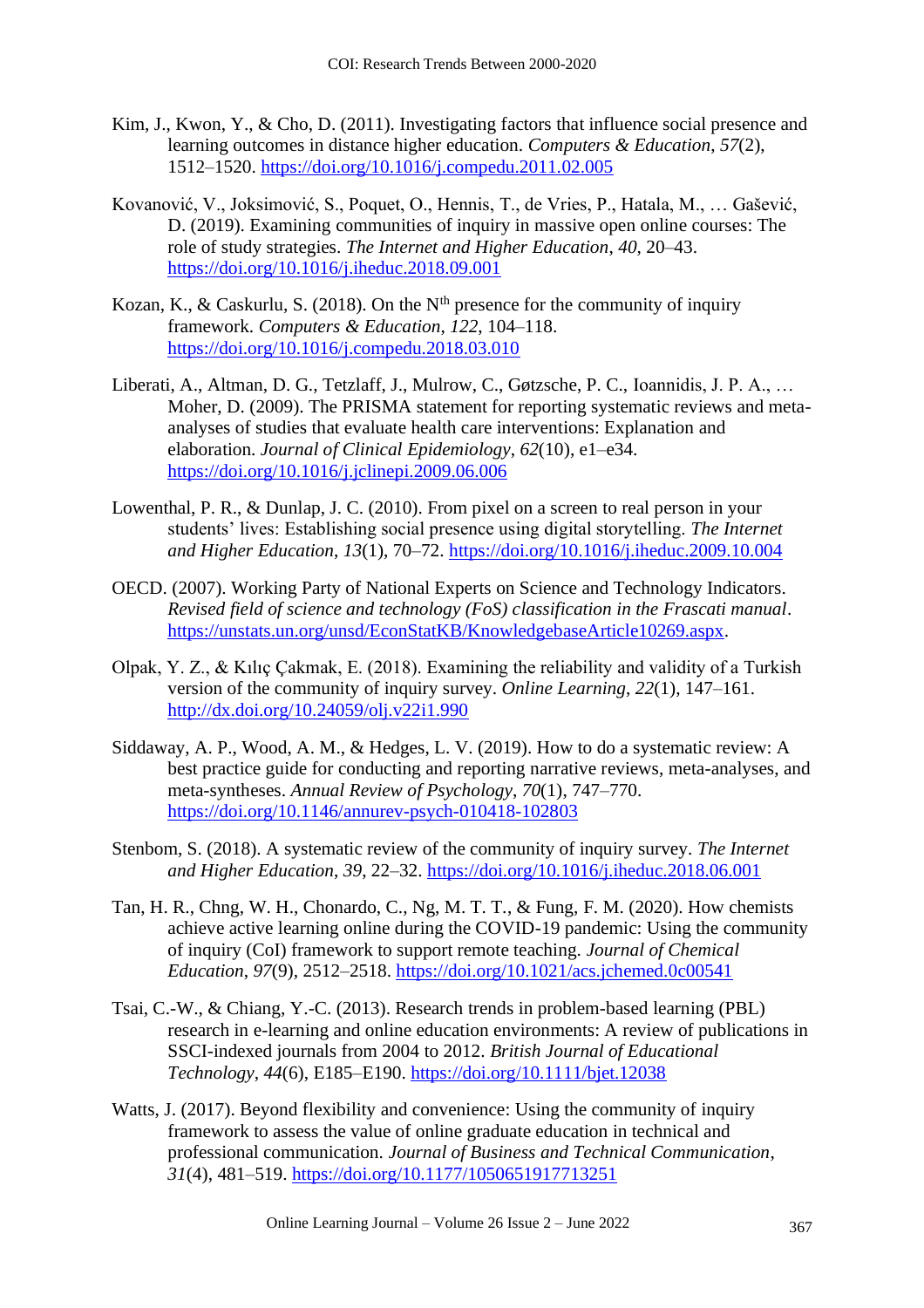Kim, J., Kwon, Y., & Cho, D. (2011). Investigating factors that influence social presence and learning outcomes in distance higher education. *Computers & Education*, *57*(2), 1512–1520. https://doi.org/10.1016/j.compedu.2011.02.005

Kovanović, V., Joksimović, S., Poquet, O., Hennis, T., de Vries, P., Hatala, M., … Gašević, D. (2019). Examining communities of inquiry in massive open online courses: The role of study strategies. *The Internet and Higher Education*, *40*, 20–43. https://doi.org/10.1016/j.iheduc.2018.09.001

Kozan, K., & Caskurlu, S. (2018). On the N$^{th}$ presence for the community of inquiry framework. *Computers & Education*, *122*, 104–118. https://doi.org/10.1016/j.compedu.2018.03.010

Liberati, A., Altman, D. G., Tetzlaff, J., Mulrow, C., Gøtzsche, P. C., Ioannidis, J. P. A., … Moher, D. (2009). The PRISMA statement for reporting systematic reviews and meta-analyses of studies that evaluate health care interventions: Explanation and elaboration. *Journal of Clinical Epidemiology*, *62*(10), e1–e34. https://doi.org/10.1016/j.jclinepi.2009.06.006

Lowenthal, P. R., & Dunlap, J. C. (2010). From pixel on a screen to real person in your students' lives: Establishing social presence using digital storytelling. *The Internet and Higher Education*, *13*(1), 70–72. https://doi.org/10.1016/j.iheduc.2009.10.004

OECD. (2007). Working Party of National Experts on Science and Technology Indicators. *Revised field of science and technology (FoS) classification in the Frascati manual*. https://unstats.un.org/unsd/EconStatKB/KnowledgebaseArticle10269.aspx.

Olpak, Y. Z., & Kılıç Çakmak, E. (2018). Examining the reliability and validity of a Turkish version of the community of inquiry survey. *Online Learning*, *22*(1), 147–161. http://dx.doi.org/10.24059/olj.v22i1.990

Siddaway, A. P., Wood, A. M., & Hedges, L. V. (2019). How to do a systematic review: A best practice guide for conducting and reporting narrative reviews, meta-analyses, and meta-syntheses. *Annual Review of Psychology*, *70*(1), 747–770. https://doi.org/10.1146/annurev-psych-010418-102803

Stenbom, S. (2018). A systematic review of the community of inquiry survey. *The Internet and Higher Education*, *39*, 22–32. https://doi.org/10.1016/j.iheduc.2018.06.001

Tan, H. R., Chng, W. H., Chonardo, C., Ng, M. T. T., & Fung, F. M. (2020). How chemists achieve active learning online during the COVID-19 pandemic: Using the community of inquiry (CoI) framework to support remote teaching. *Journal of Chemical Education*, *97*(9), 2512–2518. https://doi.org/10.1021/acs.jchemed.0c00541

Tsai, C.-W., & Chiang, Y.-C. (2013). Research trends in problem-based learning (PBL) research in e-learning and online education environments: A review of publications in SSCI-indexed journals from 2004 to 2012. *British Journal of Educational Technology*, *44*(6), E185–E190. https://doi.org/10.1111/bjet.12038

Watts, J. (2017). Beyond flexibility and convenience: Using the community of inquiry framework to assess the value of online graduate education in technical and professional communication. *Journal of Business and Technical Communication*, *31*(4), 481–519. https://doi.org/10.1177/1050651917713251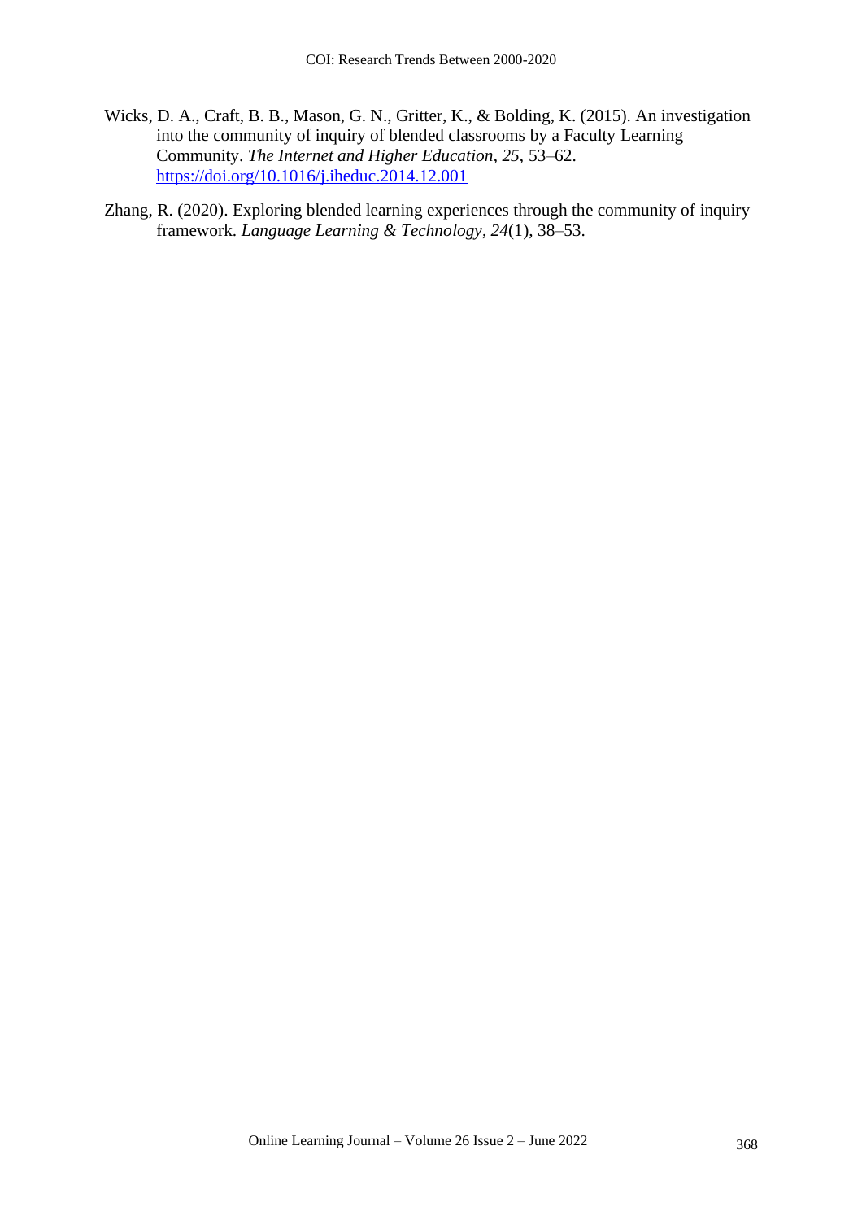Wicks, D. A., Craft, B. B., Mason, G. N., Gritter, K., & Bolding, K. (2015). An investigation into the community of inquiry of blended classrooms by a Faculty Learning Community. *The Internet and Higher Education*, *25*, 53–62. https://doi.org/10.1016/j.iheduc.2014.12.001

Zhang, R. (2020). Exploring blended learning experiences through the community of inquiry framework. *Language Learning & Technology*, *24*(1), 38–53.